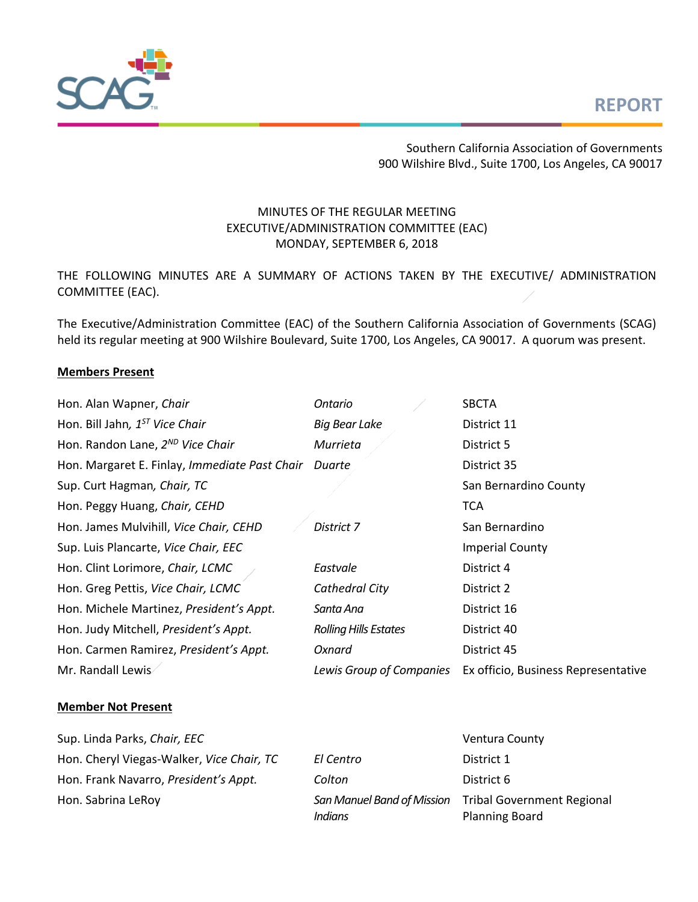**REPORT**

Southern California Association of Governments
900 Wilshire Blvd., Suite 1700, Los Angeles, CA 90017

MINUTES OF THE REGULAR MEETING
EXECUTIVE/ADMINISTRATION COMMITTEE (EAC)
MONDAY, SEPTEMBER 6, 2018

THE FOLLOWING MINUTES ARE A SUMMARY OF ACTIONS TAKEN BY THE EXECUTIVE/ ADMINISTRATION COMMITTEE (EAC).

The Executive/Administration Committee (EAC) of the Southern California Association of Governments (SCAG) held its regular meeting at 900 Wilshire Boulevard, Suite 1700, Los Angeles, CA 90017. A quorum was present.

**Members Present**

| | | |
|---|---|---|
| Hon. Alan Wapner, *Chair* | *Ontario* | SBCTA |
| Hon. Bill Jahn, *1ST Vice Chair* | *Big Bear Lake* | District 11 |
| Hon. Randon Lane, *2ND Vice Chair* | *Murrieta* | District 5 |
| Hon. Margaret E. Finlay, *Immediate Past Chair* | *Duarte* | District 35 |
| Sup. Curt Hagman, *Chair, TC* | | San Bernardino County |
| Hon. Peggy Huang, *Chair, CEHD* | | TCA |
| Hon. James Mulvihill, *Vice Chair, CEHD* | *District 7* | San Bernardino |
| Sup. Luis Plancarte, *Vice Chair, EEC* | | Imperial County |
| Hon. Clint Lorimore, *Chair, LCMC* | *Eastvale* | District 4 |
| Hon. Greg Pettis, *Vice Chair, LCMC* | *Cathedral City* | District 2 |
| Hon. Michele Martinez, *President's Appt.* | *Santa Ana* | District 16 |
| Hon. Judy Mitchell, *President's Appt.* | *Rolling Hills Estates* | District 40 |
| Hon. Carmen Ramirez, *President's Appt.* | *Oxnard* | District 45 |
| Mr. Randall Lewis | *Lewis Group of Companies* | Ex officio, Business Representative |

**Member Not Present**

| | | |
|---|---|---|
| Sup. Linda Parks, *Chair, EEC* | | Ventura County |
| Hon. Cheryl Viegas-Walker, *Vice Chair, TC* | *El Centro* | District 1 |
| Hon. Frank Navarro, *President's Appt.* | *Colton* | District 6 |
| Hon. Sabrina LeRoy | *San Manuel Band of Mission Indians* | Tribal Government Regional Planning Board |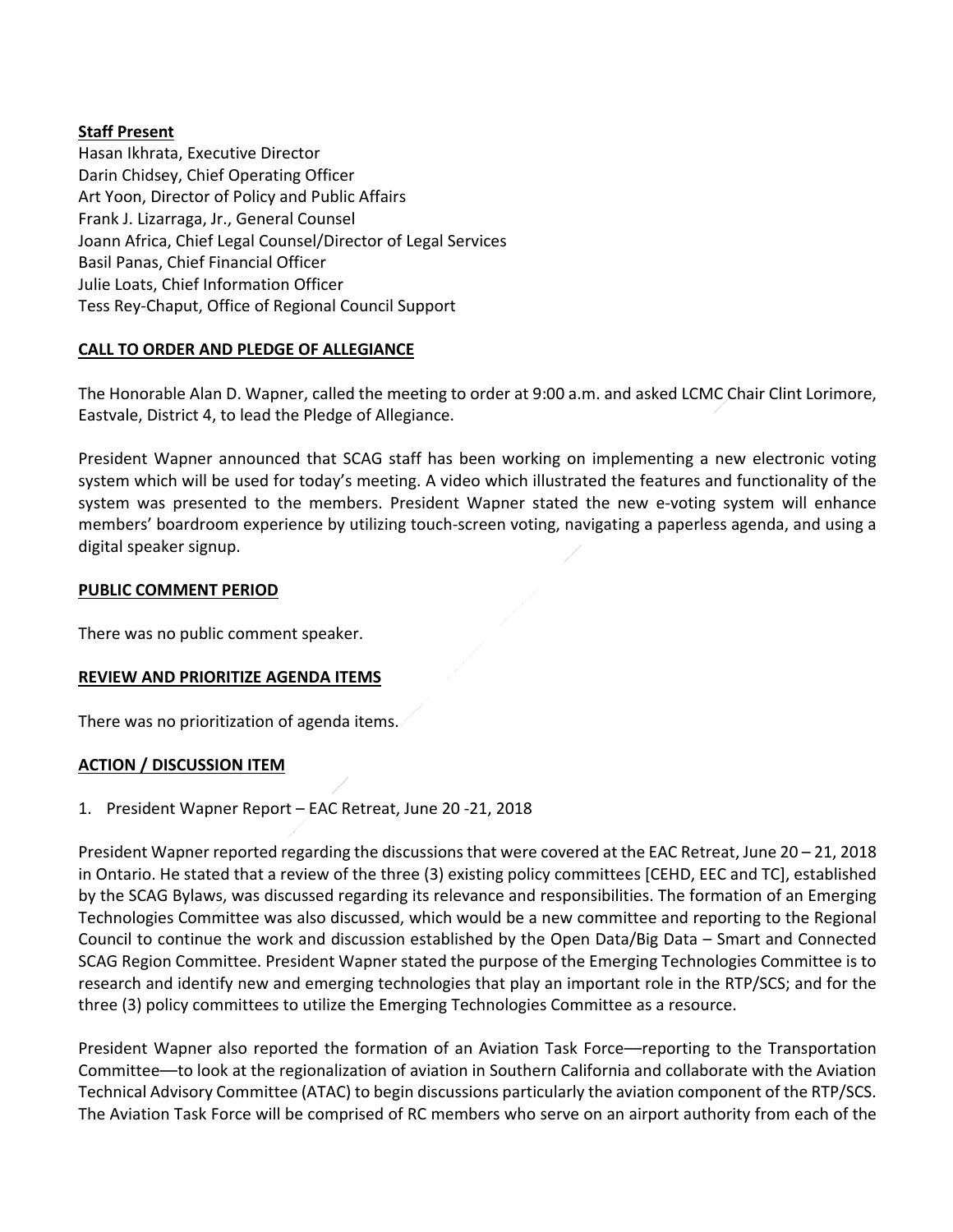**Staff Present**

Hasan Ikhrata, Executive Director
Darin Chidsey, Chief Operating Officer
Art Yoon, Director of Policy and Public Affairs
Frank J. Lizarraga, Jr., General Counsel
Joann Africa, Chief Legal Counsel/Director of Legal Services
Basil Panas, Chief Financial Officer
Julie Loats, Chief Information Officer
Tess Rey-Chaput, Office of Regional Council Support

**CALL TO ORDER AND PLEDGE OF ALLEGIANCE**

The Honorable Alan D. Wapner, called the meeting to order at 9:00 a.m. and asked LCMC Chair Clint Lorimore, Eastvale, District 4, to lead the Pledge of Allegiance.

President Wapner announced that SCAG staff has been working on implementing a new electronic voting system which will be used for today's meeting. A video which illustrated the features and functionality of the system was presented to the members. President Wapner stated the new e-voting system will enhance members' boardroom experience by utilizing touch-screen voting, navigating a paperless agenda, and using a digital speaker signup.

**PUBLIC COMMENT PERIOD**

There was no public comment speaker.

**REVIEW AND PRIORITIZE AGENDA ITEMS**

There was no prioritization of agenda items.

**ACTION / DISCUSSION ITEM**

1. President Wapner Report – EAC Retreat, June 20 -21, 2018

President Wapner reported regarding the discussions that were covered at the EAC Retreat, June 20 – 21, 2018 in Ontario. He stated that a review of the three (3) existing policy committees [CEHD, EEC and TC], established by the SCAG Bylaws, was discussed regarding its relevance and responsibilities. The formation of an Emerging Technologies Committee was also discussed, which would be a new committee and reporting to the Regional Council to continue the work and discussion established by the Open Data/Big Data – Smart and Connected SCAG Region Committee. President Wapner stated the purpose of the Emerging Technologies Committee is to research and identify new and emerging technologies that play an important role in the RTP/SCS; and for the three (3) policy committees to utilize the Emerging Technologies Committee as a resource.

President Wapner also reported the formation of an Aviation Task Force—reporting to the Transportation Committee—to look at the regionalization of aviation in Southern California and collaborate with the Aviation Technical Advisory Committee (ATAC) to begin discussions particularly the aviation component of the RTP/SCS. The Aviation Task Force will be comprised of RC members who serve on an airport authority from each of the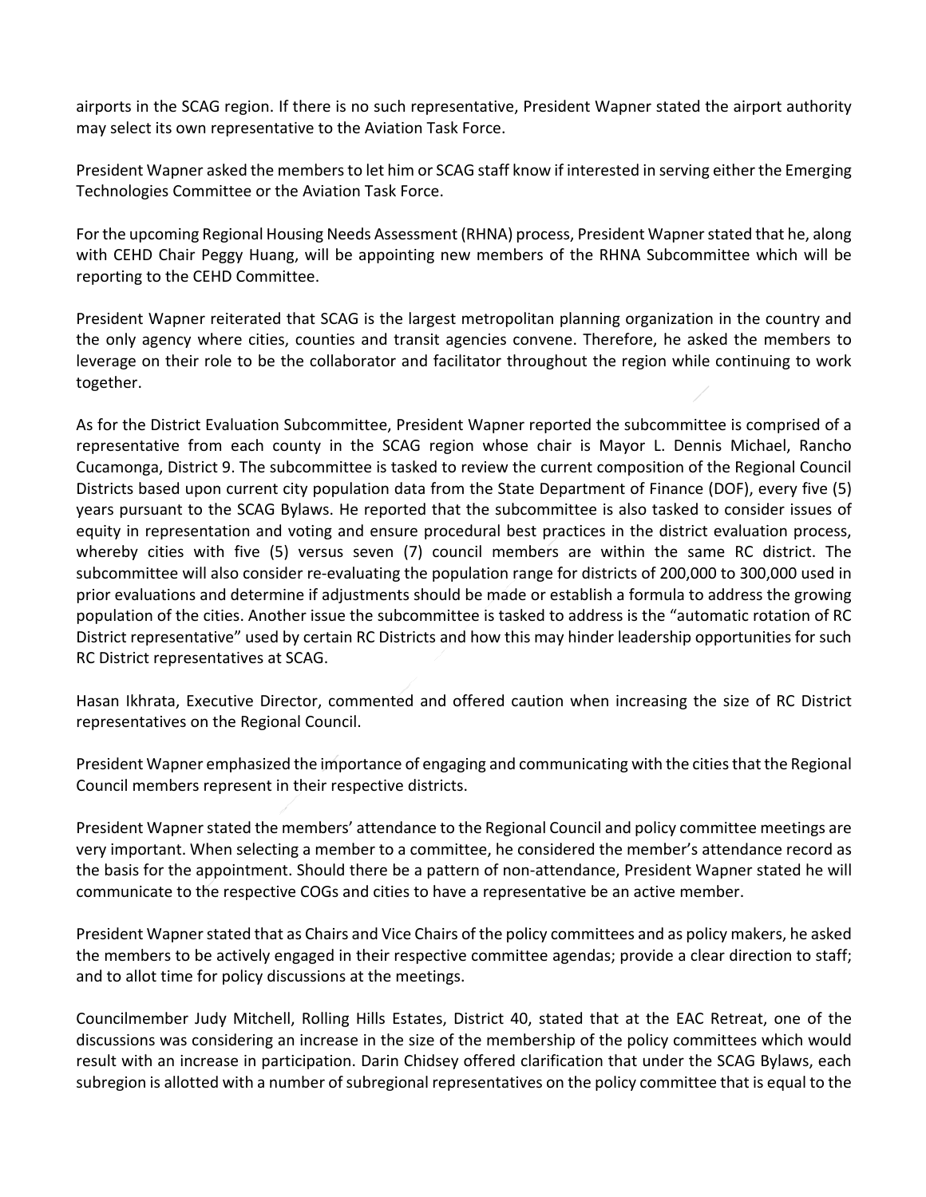airports in the SCAG region. If there is no such representative, President Wapner stated the airport authority may select its own representative to the Aviation Task Force.

President Wapner asked the members to let him or SCAG staff know if interested in serving either the Emerging Technologies Committee or the Aviation Task Force.

For the upcoming Regional Housing Needs Assessment (RHNA) process, President Wapner stated that he, along with CEHD Chair Peggy Huang, will be appointing new members of the RHNA Subcommittee which will be reporting to the CEHD Committee.

President Wapner reiterated that SCAG is the largest metropolitan planning organization in the country and the only agency where cities, counties and transit agencies convene. Therefore, he asked the members to leverage on their role to be the collaborator and facilitator throughout the region while continuing to work together.

As for the District Evaluation Subcommittee, President Wapner reported the subcommittee is comprised of a representative from each county in the SCAG region whose chair is Mayor L. Dennis Michael, Rancho Cucamonga, District 9. The subcommittee is tasked to review the current composition of the Regional Council Districts based upon current city population data from the State Department of Finance (DOF), every five (5) years pursuant to the SCAG Bylaws. He reported that the subcommittee is also tasked to consider issues of equity in representation and voting and ensure procedural best practices in the district evaluation process, whereby cities with five (5) versus seven (7) council members are within the same RC district. The subcommittee will also consider re-evaluating the population range for districts of 200,000 to 300,000 used in prior evaluations and determine if adjustments should be made or establish a formula to address the growing population of the cities. Another issue the subcommittee is tasked to address is the "automatic rotation of RC District representative" used by certain RC Districts and how this may hinder leadership opportunities for such RC District representatives at SCAG.

Hasan Ikhrata, Executive Director, commented and offered caution when increasing the size of RC District representatives on the Regional Council.

President Wapner emphasized the importance of engaging and communicating with the cities that the Regional Council members represent in their respective districts.

President Wapner stated the members' attendance to the Regional Council and policy committee meetings are very important. When selecting a member to a committee, he considered the member's attendance record as the basis for the appointment. Should there be a pattern of non-attendance, President Wapner stated he will communicate to the respective COGs and cities to have a representative be an active member.

President Wapner stated that as Chairs and Vice Chairs of the policy committees and as policy makers, he asked the members to be actively engaged in their respective committee agendas; provide a clear direction to staff; and to allot time for policy discussions at the meetings.

Councilmember Judy Mitchell, Rolling Hills Estates, District 40, stated that at the EAC Retreat, one of the discussions was considering an increase in the size of the membership of the policy committees which would result with an increase in participation. Darin Chidsey offered clarification that under the SCAG Bylaws, each subregion is allotted with a number of subregional representatives on the policy committee that is equal to the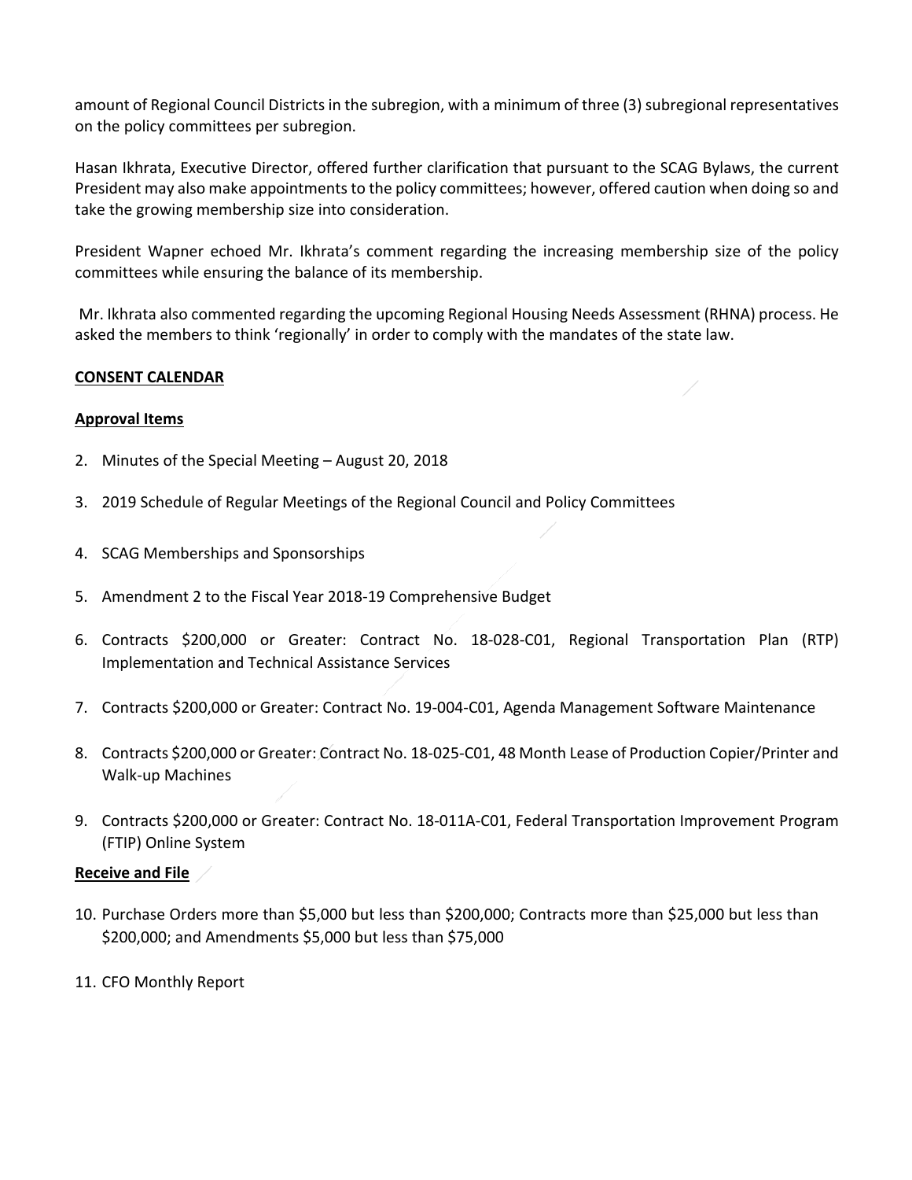amount of Regional Council Districts in the subregion, with a minimum of three (3) subregional representatives on the policy committees per subregion.

Hasan Ikhrata, Executive Director, offered further clarification that pursuant to the SCAG Bylaws, the current President may also make appointments to the policy committees; however, offered caution when doing so and take the growing membership size into consideration.

President Wapner echoed Mr. Ikhrata's comment regarding the increasing membership size of the policy committees while ensuring the balance of its membership.

Mr. Ikhrata also commented regarding the upcoming Regional Housing Needs Assessment (RHNA) process. He asked the members to think 'regionally' in order to comply with the mandates of the state law.

**CONSENT CALENDAR**

**Approval Items**

2. Minutes of the Special Meeting – August 20, 2018

3. 2019 Schedule of Regular Meetings of the Regional Council and Policy Committees

4. SCAG Memberships and Sponsorships

5. Amendment 2 to the Fiscal Year 2018-19 Comprehensive Budget

6. Contracts $200,000 or Greater: Contract No. 18-028-C01, Regional Transportation Plan (RTP) Implementation and Technical Assistance Services

7. Contracts $200,000 or Greater: Contract No. 19-004-C01, Agenda Management Software Maintenance

8. Contracts $200,000 or Greater: Contract No. 18-025-C01, 48 Month Lease of Production Copier/Printer and Walk-up Machines

9. Contracts $200,000 or Greater: Contract No. 18-011A-C01, Federal Transportation Improvement Program (FTIP) Online System

**Receive and File**

10. Purchase Orders more than $5,000 but less than $200,000; Contracts more than $25,000 but less than $200,000; and Amendments $5,000 but less than $75,000

11. CFO Monthly Report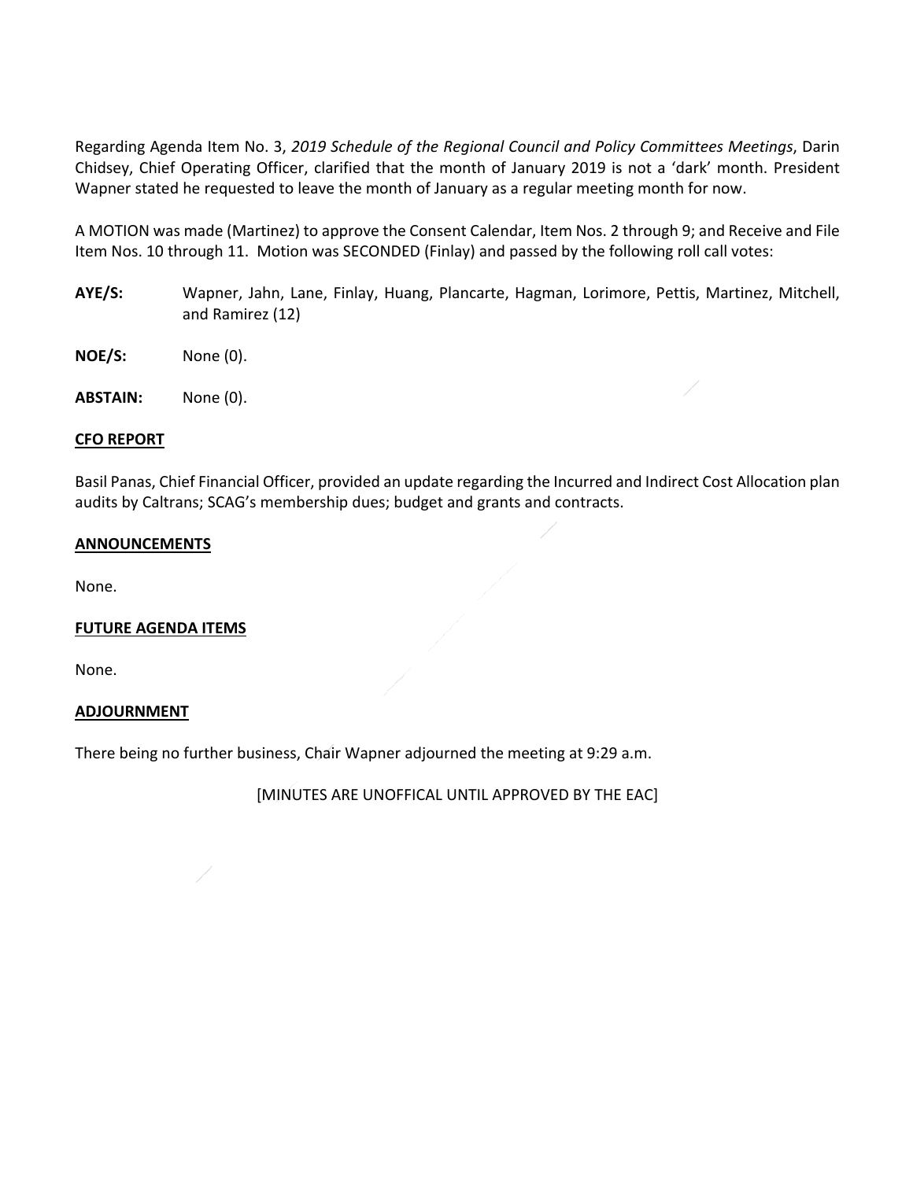Regarding Agenda Item No. 3, *2019 Schedule of the Regional Council and Policy Committees Meetings*, Darin Chidsey, Chief Operating Officer, clarified that the month of January 2019 is not a 'dark' month. President Wapner stated he requested to leave the month of January as a regular meeting month for now.

A MOTION was made (Martinez) to approve the Consent Calendar, Item Nos. 2 through 9; and Receive and File Item Nos. 10 through 11. Motion was SECONDED (Finlay) and passed by the following roll call votes:

**AYE/S:** Wapner, Jahn, Lane, Finlay, Huang, Plancarte, Hagman, Lorimore, Pettis, Martinez, Mitchell, and Ramirez (12)

**NOE/S:** None (0).

**ABSTAIN:** None (0).

**CFO REPORT**

Basil Panas, Chief Financial Officer, provided an update regarding the Incurred and Indirect Cost Allocation plan audits by Caltrans; SCAG's membership dues; budget and grants and contracts.

**ANNOUNCEMENTS**

None.

**FUTURE AGENDA ITEMS**

None.

**ADJOURNMENT**

There being no further business, Chair Wapner adjourned the meeting at 9:29 a.m.

[MINUTES ARE UNOFFICAL UNTIL APPROVED BY THE EAC]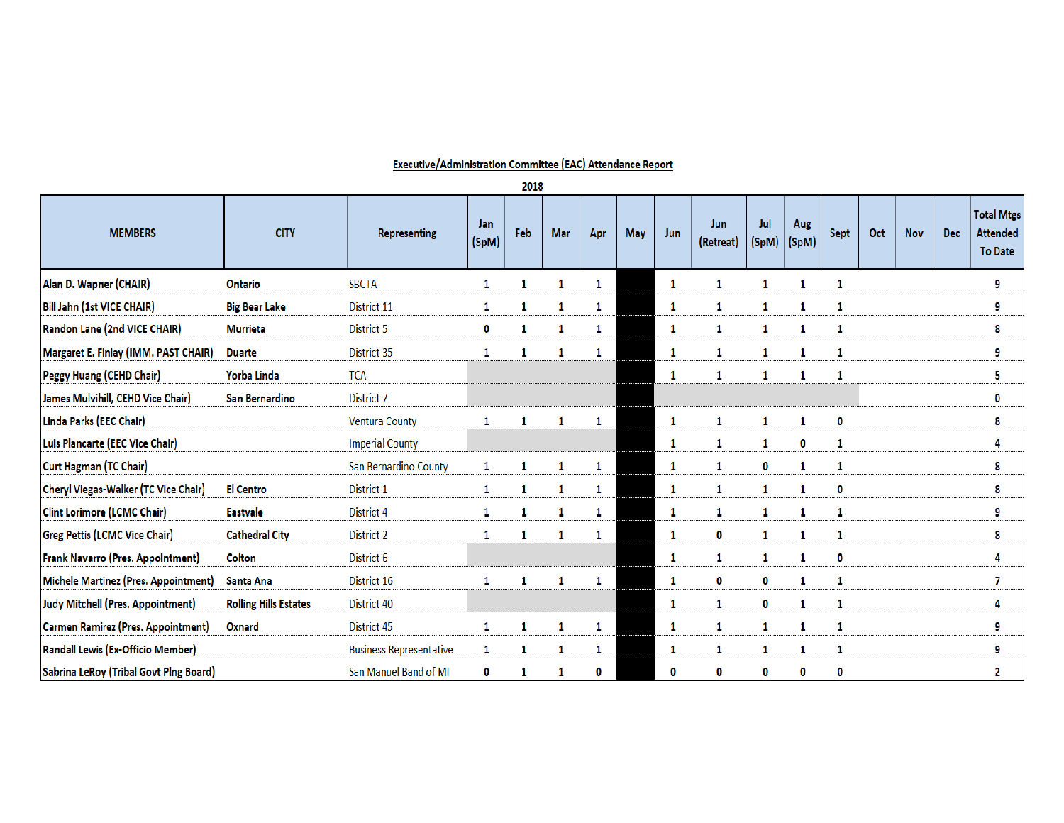**Executive/Administration Committee (EAC) Attendance Report**

**2018**

| MEMBERS | CITY | Representing | Jan (SpM) | Feb | Mar | Apr | May | Jun | Jun (Retreat) | Jul (SpM) | Aug (SpM) | Sept | Oct | Nov | Dec | Total Mtgs Attended To Date |
|---|---|---|---|---|---|---|---|---|---|---|---|---|---|---|---|---|
| Alan D. Wapner (CHAIR) | Ontario | SBCTA | 1 | 1 | 1 | 1 | | 1 | 1 | 1 | 1 | 1 | | | | 9 |
| Bill Jahn (1st VICE CHAIR) | Big Bear Lake | District 11 | 1 | 1 | 1 | 1 | | 1 | 1 | 1 | 1 | 1 | | | | 9 |
| Randon Lane (2nd VICE CHAIR) | Murrieta | District 5 | 0 | 1 | 1 | 1 | | 1 | 1 | 1 | 1 | 1 | | | | 8 |
| Margaret E. Finlay (IMM. PAST CHAIR) | Duarte | District 35 | 1 | 1 | 1 | 1 | | 1 | 1 | 1 | 1 | 1 | | | | 9 |
| Peggy Huang (CEHD Chair) | Yorba Linda | TCA | | | | | | 1 | 1 | 1 | 1 | 1 | | | | 5 |
| James Mulvihill, CEHD Vice Chair) | San Bernardino | District 7 | | | | | | | | | | | | | | 0 |
| Linda Parks (EEC Chair) | | Ventura County | 1 | 1 | 1 | 1 | | 1 | 1 | 1 | 1 | 0 | | | | 8 |
| Luis Plancarte (EEC Vice Chair) | | Imperial County | | | | | | 1 | 1 | 1 | 0 | 1 | | | | 4 |
| Curt Hagman (TC Chair) | | San Bernardino County | 1 | 1 | 1 | 1 | | 1 | 1 | 0 | 1 | 1 | | | | 8 |
| Cheryl Viegas-Walker (TC Vice Chair) | El Centro | District 1 | 1 | 1 | 1 | 1 | | 1 | 1 | 1 | 1 | 0 | | | | 8 |
| Clint Lorimore (LCMC Chair) | Eastvale | District 4 | 1 | 1 | 1 | 1 | | 1 | 1 | 1 | 1 | 1 | | | | 9 |
| Greg Pettis (LCMC Vice Chair) | Cathedral City | District 2 | 1 | 1 | 1 | 1 | | 1 | 0 | 1 | 1 | 1 | | | | 8 |
| Frank Navarro (Pres. Appointment) | Colton | District 6 | | | | | | 1 | 1 | 1 | 1 | 0 | | | | 4 |
| Michele Martinez (Pres. Appointment) | Santa Ana | District 16 | 1 | 1 | 1 | 1 | | 1 | 0 | 0 | 1 | 1 | | | | 7 |
| Judy Mitchell (Pres. Appointment) | Rolling Hills Estates | District 40 | | | | | | 1 | 1 | 0 | 1 | 1 | | | | 4 |
| Carmen Ramirez (Pres. Appointment) | Oxnard | District 45 | 1 | 1 | 1 | 1 | | 1 | 1 | 1 | 1 | 1 | | | | 9 |
| Randall Lewis (Ex-Officio Member) | | Business Representative | 1 | 1 | 1 | 1 | | 1 | 1 | 1 | 1 | 1 | | | | 9 |
| Sabrina LeRoy (Tribal Govt Plng Board) | | San Manuel Band of MI | 0 | 1 | 1 | 0 | | 0 | 0 | 0 | 0 | 0 | | | | 2 |